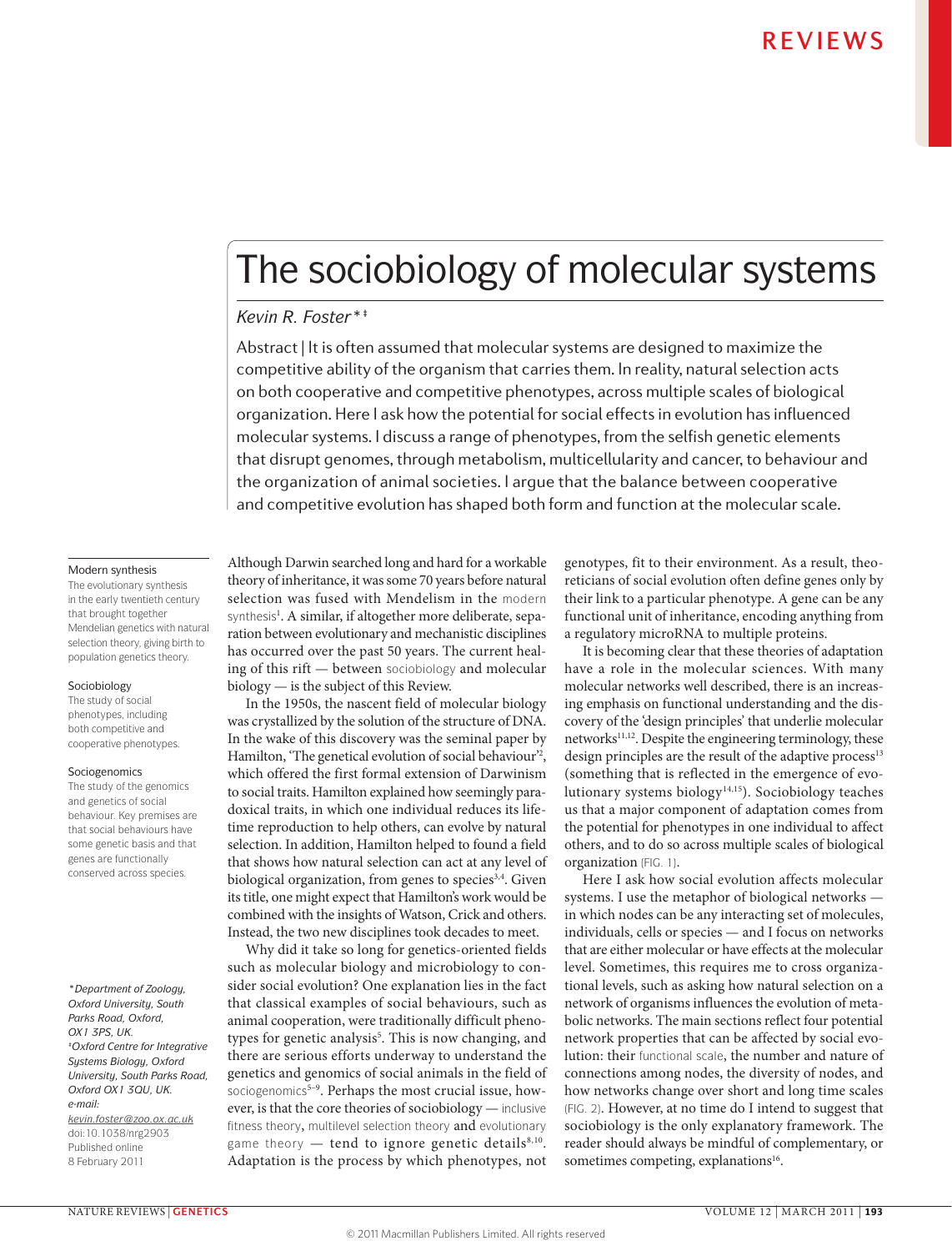# The sociobiology of molecular systems

*Kevin R. Foster*[*‡]

Abstract | It is often assumed that molecular systems are designed to maximize the competitive ability of the organism that carries them. In reality, natural selection acts on both cooperative and competitive phenotypes, across multiple scales of biological organization. Here I ask how the potential for social effects in evolution has influenced molecular systems. I discuss a range of phenotypes, from the selfish genetic elements that disrupt genomes, through metabolism, multicellularity and cancer, to behaviour and the organization of animal societies. I argue that the balance between cooperative and competitive evolution has shaped both form and function at the molecular scale.

Although Darwin searched long and hard for a workable theory of inheritance, it was some 70 years before natural selection was fused with Mendelism in the modern synthesis[1]. A similar, if altogether more deliberate, separation between evolutionary and mechanistic disciplines has occurred over the past 50 years. The current healing of this rift — between sociobiology and molecular biology — is the subject of this Review.

In the 1950s, the nascent field of molecular biology was crystallized by the solution of the structure of DNA. In the wake of this discovery was the seminal paper by Hamilton, 'The genetical evolution of social behaviour'[2], which offered the first formal extension of Darwinism to social traits. Hamilton explained how seemingly paradoxical traits, in which one individual reduces its lifetime reproduction to help others, can evolve by natural selection. In addition, Hamilton helped to found a field that shows how natural selection can act at any level of biological organization, from genes to species[3,4]. Given its title, one might expect that Hamilton's work would be combined with the insights of Watson, Crick and others. Instead, the two new disciplines took decades to meet.

Why did it take so long for genetics-oriented fields such as molecular biology and microbiology to consider social evolution? One explanation lies in the fact that classical examples of social behaviours, such as animal cooperation, were traditionally difficult phenotypes for genetic analysis[5]. This is now changing, and there are serious efforts underway to understand the genetics and genomics of social animals in the field of sociogenomics[5–9]. Perhaps the most crucial issue, however, is that the core theories of sociobiology — inclusive fitness theory, multilevel selection theory and evolutionary game theory — tend to ignore genetic details[8,10]. Adaptation is the process by which phenotypes, not genotypes, fit to their environment. As a result, theoreticians of social evolution often define genes only by their link to a particular phenotype. A gene can be any functional unit of inheritance, encoding anything from a regulatory microRNA to multiple proteins.

It is becoming clear that these theories of adaptation have a role in the molecular sciences. With many molecular networks well described, there is an increasing emphasis on functional understanding and the discovery of the 'design principles' that underlie molecular networks[11,12]. Despite the engineering terminology, these design principles are the result of the adaptive process[13] (something that is reflected in the emergence of evolutionary systems biology[14,15]). Sociobiology teaches us that a major component of adaptation comes from the potential for phenotypes in one individual to affect others, and to do so across multiple scales of biological organization (FIG. 1).

Here I ask how social evolution affects molecular systems. I use the metaphor of biological networks — in which nodes can be any interacting set of molecules, individuals, cells or species — and I focus on networks that are either molecular or have effects at the molecular level. Sometimes, this requires me to cross organizational levels, such as asking how natural selection on a network of organisms influences the evolution of metabolic networks. The main sections reflect four potential network properties that can be affected by social evolution: their functional scale, the number and nature of connections among nodes, the diversity of nodes, and how networks change over short and long time scales (FIG. 2). However, at no time do I intend to suggest that sociobiology is the only explanatory framework. The reader should always be mindful of complementary, or sometimes competing, explanations[16].

**Modern synthesis**
The evolutionary synthesis in the early twentieth century that brought together Mendelian genetics with natural selection theory, giving birth to population genetics theory.

**Sociobiology**
The study of social phenotypes, including both competitive and cooperative phenotypes.

**Sociogenomics**
The study of the genomics and genetics of social behaviour. Key premises are that social behaviours have some genetic basis and that genes are functionally conserved across species.

*Department of Zoology, Oxford University, South Parks Road, Oxford, OX1 3PS, UK.
‡Oxford Centre for Integrative Systems Biology, Oxford University, South Parks Road, Oxford OX1 3QU, UK.
e-mail: kevin.foster@zoo.ox.ac.uk
doi:10.1038/nrg2903
Published online 8 February 2011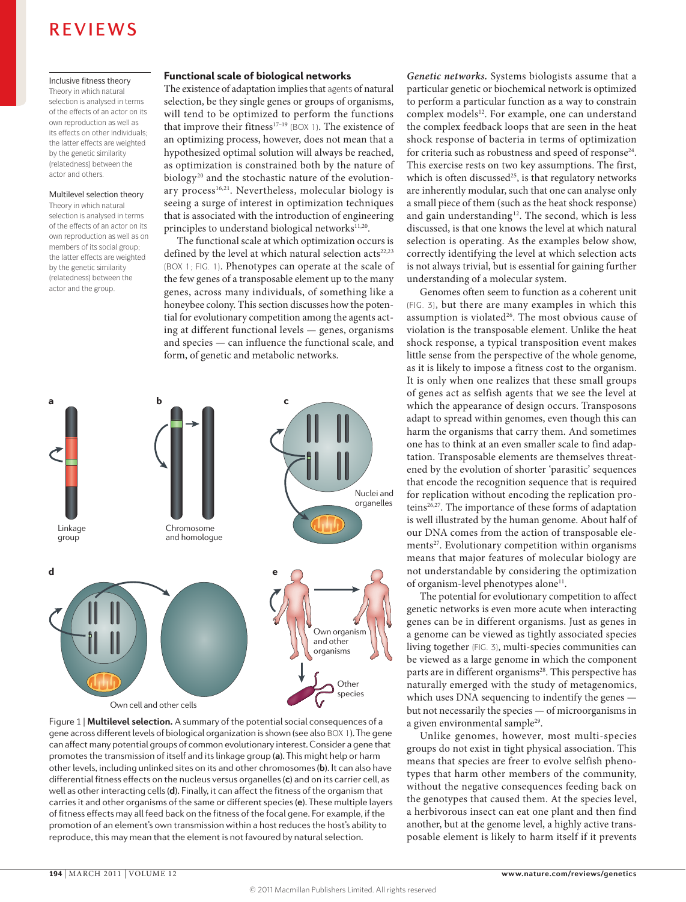Inclusive fitness theory
Theory in which natural selection is analysed in terms of the effects of an actor on its own reproduction as well as its effects on other individuals; the latter effects are weighted by the genetic similarity (relatedness) between the actor and others.

Multilevel selection theory
Theory in which natural selection is analysed in terms of the effects of an actor on its own reproduction as well as on members of its social group; the latter effects are weighted by the genetic similarity (relatedness) between the actor and the group.

## Functional scale of biological networks

The existence of adaptation implies that agents of natural selection, be they single genes or groups of organisms, will tend to be optimized to perform the functions that improve their fitness[17–19] (BOX 1). The existence of an optimizing process, however, does not mean that a hypothesized optimal solution will always be reached, as optimization is constrained both by the nature of biology[20] and the stochastic nature of the evolutionary process[16,21]. Nevertheless, molecular biology is seeing a surge of interest in optimization techniques that is associated with the introduction of engineering principles to understand biological networks[11,20].

The functional scale at which optimization occurs is defined by the level at which natural selection acts[22,23] (BOX 1; FIG. 1). Phenotypes can operate at the scale of the few genes of a transposable element up to the many genes, across many individuals, of something like a honeybee colony. This section discusses how the potential for evolutionary competition among the agents acting at different functional levels — genes, organisms and species — can influence the functional scale, and form, of genetic and metabolic networks.

Figure 1 | **Multilevel selection.** A summary of the potential social consequences of a gene across different levels of biological organization is shown (see also BOX 1). The gene can affect many potential groups of common evolutionary interest. Consider a gene that promotes the transmission of itself and its linkage group (**a**). This might help or harm other levels, including unlinked sites on its and other chromosomes (**b**). It can also have differential fitness effects on the nucleus versus organelles (**c**) and on its carrier cell, as well as other interacting cells (**d**). Finally, it can affect the fitness of the organism that carries it and other organisms of the same or different species (**e**). These multiple layers of fitness effects may all feed back on the fitness of the focal gene. For example, if the promotion of an element's own transmission within a host reduces the host's ability to reproduce, this may mean that the element is not favoured by natural selection.

*Genetic networks.* Systems biologists assume that a particular genetic or biochemical network is optimized to perform a particular function as a way to constrain complex models[12]. For example, one can understand the complex feedback loops that are seen in the heat shock response of bacteria in terms of optimization for criteria such as robustness and speed of response[24]. This exercise rests on two key assumptions. The first, which is often discussed[25], is that regulatory networks are inherently modular, such that one can analyse only a small piece of them (such as the heat shock response) and gain understanding[12]. The second, which is less discussed, is that one knows the level at which natural selection is operating. As the examples below show, correctly identifying the level at which selection acts is not always trivial, but is essential for gaining further understanding of a molecular system.

Genomes often seem to function as a coherent unit (FIG. 3), but there are many examples in which this assumption is violated[26]. The most obvious cause of violation is the transposable element. Unlike the heat shock response, a typical transposition event makes little sense from the perspective of the whole genome, as it is likely to impose a fitness cost to the organism. It is only when one realizes that these small groups of genes act as selfish agents that we see the level at which the appearance of design occurs. Transposons adapt to spread within genomes, even though this can harm the organisms that carry them. And sometimes one has to think at an even smaller scale to find adaptation. Transposable elements are themselves threatened by the evolution of shorter 'parasitic' sequences that encode the recognition sequence that is required for replication without encoding the replication proteins[26,27]. The importance of these forms of adaptation is well illustrated by the human genome. About half of our DNA comes from the action of transposable elements[27]. Evolutionary competition within organisms means that major features of molecular biology are not understandable by considering the optimization of organism-level phenotypes alone[11].

The potential for evolutionary competition to affect genetic networks is even more acute when interacting genes can be in different organisms. Just as genes in a genome can be viewed as tightly associated species living together (FIG. 3), multi-species communities can be viewed as a large genome in which the component parts are in different organisms[28]. This perspective has naturally emerged with the study of metagenomics, which uses DNA sequencing to indentify the genes — but not necessarily the species — of microorganisms in a given environmental sample[29].

Unlike genomes, however, most multi-species groups do not exist in tight physical association. This means that species are freer to evolve selfish phenotypes that harm other members of the community, without the negative consequences feeding back on the genotypes that caused them. At the species level, a herbivorous insect can eat one plant and then find another, but at the genome level, a highly active transposable element is likely to harm itself if it prevents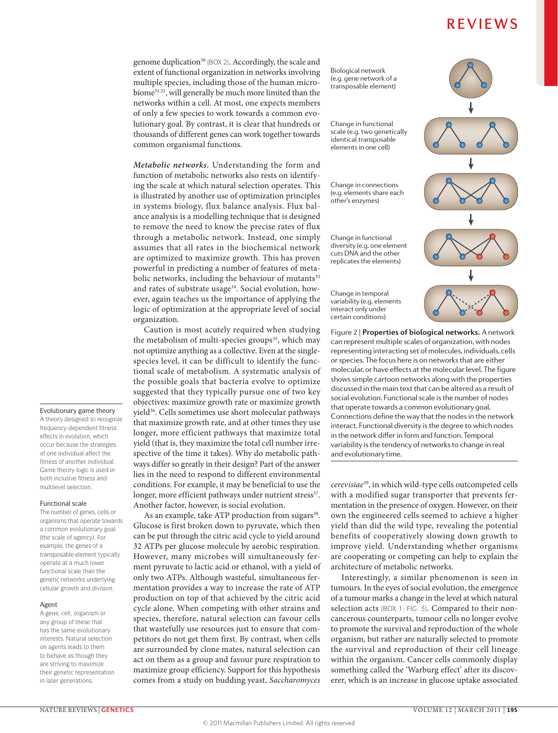genome duplication[30] (BOX 2). Accordingly, the scale and extent of functional organization in networks involving multiple species, including those of the human microbiome[31,32], will generally be much more limited than the networks within a cell. At most, one expects members of only a few species to work towards a common evolutionary goal. By contrast, it is clear that hundreds or thousands of different genes can work together towards common organismal functions.

***Metabolic networks.*** Understanding the form and function of metabolic networks also rests on identifying the scale at which natural selection operates. This is illustrated by another use of optimization principles in systems biology, flux balance analysis. Flux balance analysis is a modelling technique that is designed to remove the need to know the precise rates of flux through a metabolic network. Instead, one simply assumes that all rates in the biochemical network are optimized to maximize growth. This has proven powerful in predicting a number of features of metabolic networks, including the behaviour of mutants[33] and rates of substrate usage[34]. Social evolution, however, again teaches us the importance of applying the logic of optimization at the appropriate level of social organization.

Caution is most acutely required when studying the metabolism of multi-species groups[35], which may not optimize anything as a collective. Even at the single-species level, it can be difficult to identify the functional scale of metabolism. A systematic analysis of the possible goals that bacteria evolve to optimize suggested that they typically pursue one of two key objectives: maximize growth rate or maximize growth yield[36]. Cells sometimes use short molecular pathways that maximize growth rate, and at other times they use longer, more efficient pathways that maximize total yield (that is, they maximize the total cell number irrespective of the time it takes). Why do metabolic pathways differ so greatly in their design? Part of the answer lies in the need to respond to different environmental conditions. For example, it may be beneficial to use the longer, more efficient pathways under nutrient stress[37]. Another factor, however, is social evolution.

As an example, take ATP production from sugars[38]. Glucose is first broken down to pyruvate, which then can be put through the citric acid cycle to yield around 32 ATPs per glucose molecule by aerobic respiration. However, many microbes will simultaneously ferment pyruvate to lactic acid or ethanol, with a yield of only two ATPs. Although wasteful, simultaneous fermentation provides a way to increase the rate of ATP production on top of that achieved by the citric acid cycle alone. When competing with other strains and species, therefore, natural selection can favour cells that wastefully use resources just to ensure that competitors do not get them first. By contrast, when cells are surrounded by clone mates, natural selection can act on them as a group and favour pure respiration to maximize group efficiency. Support for this hypothesis comes from a study on budding yeast, *Saccharomyces cerevisiae*[39], in which wild-type cells outcompeted cells with a modified sugar transporter that prevents fermentation in the presence of oxygen. However, on their own the engineered cells seemed to achieve a higher yield than did the wild type, revealing the potential benefits of cooperatively slowing down growth to improve yield. Understanding whether organisms are cooperating or competing can help to explain the architecture of metabolic networks.

Interestingly, a similar phenomenon is seen in tumours. In the eyes of social evolution, the emergence of a tumour marks a change in the level at which natural selection acts (BOX 1; FIG. 3). Compared to their noncancerous counterparts, tumour cells no longer evolve to promote the survival and reproduction of the whole organism, but rather are naturally selected to promote the survival and reproduction of their cell lineage within the organism. Cancer cells commonly display something called the 'Warburg effect' after its discoverer, which is an increase in glucose uptake associated

Biological network (e.g. gene network of a transposable element)

Change in functional scale (e.g. two genetically identical transposable elements in one cell)

Change in connections (e.g. elements share each other's enzymes)

Change in functional diversity (e.g. one element cuts DNA and the other replicates the elements)

Change in temporal variability (e.g. elements interact only under certain conditions)

Figure 2 | **Properties of biological networks.** A network can represent multiple scales of organization, with nodes representing interacting set of molecules, individuals, cells or species. The focus here is on networks that are either molecular, or have effects at the molecular level. The figure shows simple cartoon networks along with the properties discussed in the main text that can be altered as a result of social evolution. Functional scale is the number of nodes that operate towards a common evolutionary goal. Connections define the way that the nodes in the network interact. Functional diversity is the degree to which nodes in the network differ in form and function. Temporal variability is the tendency of networks to change in real and evolutionary time.

**Evolutionary game theory**
A theory designed to recognize frequency-dependent fitness effects in evolution, which occur because the strategies of one individual affect the fitness of another individual. Game theory logic is used in both inclusive fitness and multilevel selection.

**Functional scale**
The number of genes, cells or organisms that operate towards a common evolutionary goal (the scale of agency). For example, the genes of a transposable element typically operate at a much lower functional scale than the genetic networks underlying cellular growth and division.

**Agent**
A gene, cell, organism or any group of these that has the same evolutionary interests. Natural selection on agents leads to them to behave as though they are striving to maximize their genetic representation in later generations.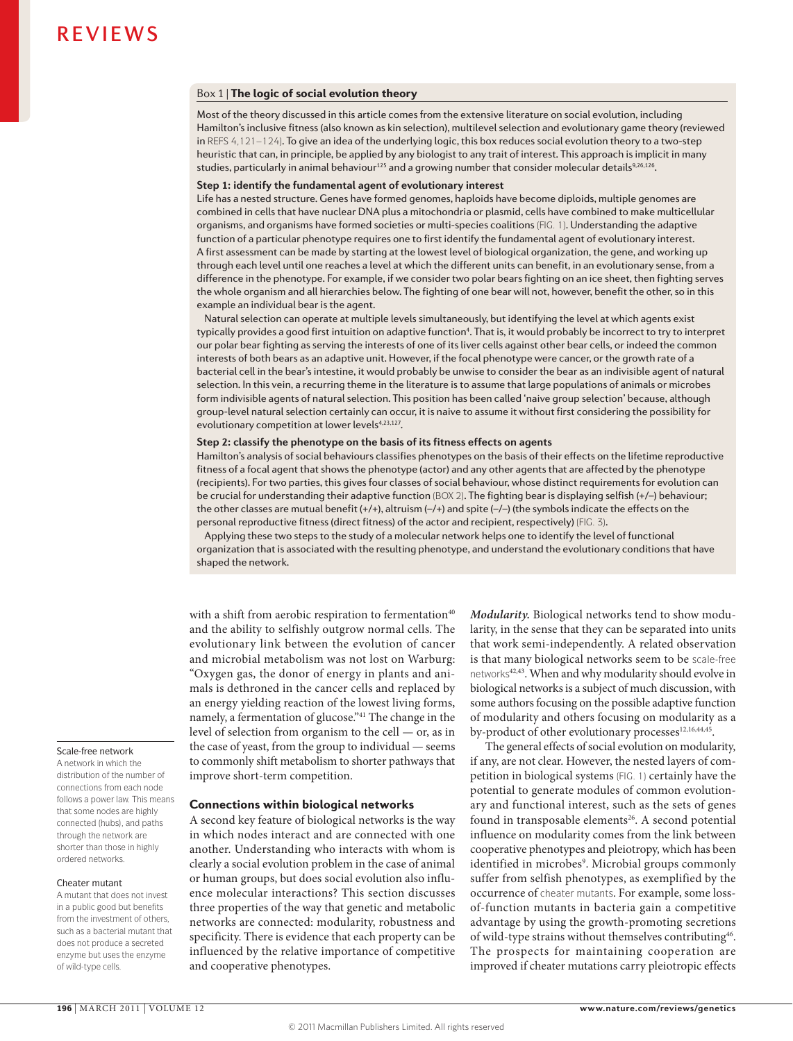### Box 1 | The logic of social evolution theory

Most of the theory discussed in this article comes from the extensive literature on social evolution, including Hamilton's inclusive fitness (also known as kin selection), multilevel selection and evolutionary game theory (reviewed in REFS 4,121–124). To give an idea of the underlying logic, this box reduces social evolution theory to a two-step heuristic that can, in principle, be applied by any biologist to any trait of interest. This approach is implicit in many studies, particularly in animal behaviour[125] and a growing number that consider molecular details[9,26,126].

**Step 1: identify the fundamental agent of evolutionary interest**

Life has a nested structure. Genes have formed genomes, haploids have become diploids, multiple genomes are combined in cells that have nuclear DNA plus a mitochondria or plasmid, cells have combined to make multicellular organisms, and organisms have formed societies or multi-species coalitions (FIG. 1). Understanding the adaptive function of a particular phenotype requires one to first identify the fundamental agent of evolutionary interest. A first assessment can be made by starting at the lowest level of biological organization, the gene, and working up through each level until one reaches a level at which the different units can benefit, in an evolutionary sense, from a difference in the phenotype. For example, if we consider two polar bears fighting on an ice sheet, then fighting serves the whole organism and all hierarchies below. The fighting of one bear will not, however, benefit the other, so in this example an individual bear is the agent.

Natural selection can operate at multiple levels simultaneously, but identifying the level at which agents exist typically provides a good first intuition on adaptive function[4]. That is, it would probably be incorrect to try to interpret our polar bear fighting as serving the interests of one of its liver cells against other bear cells, or indeed the common interests of both bears as an adaptive unit. However, if the focal phenotype were cancer, or the growth rate of a bacterial cell in the bear's intestine, it would probably be unwise to consider the bear as an indivisible agent of natural selection. In this vein, a recurring theme in the literature is to assume that large populations of animals or microbes form indivisible agents of natural selection. This position has been called 'naive group selection' because, although group-level natural selection certainly can occur, it is naive to assume it without first considering the possibility for evolutionary competition at lower levels[4,23,127].

**Step 2: classify the phenotype on the basis of its fitness effects on agents**

Hamilton's analysis of social behaviours classifies phenotypes on the basis of their effects on the lifetime reproductive fitness of a focal agent that shows the phenotype (actor) and any other agents that are affected by the phenotype (recipients). For two parties, this gives four classes of social behaviour, whose distinct requirements for evolution can be crucial for understanding their adaptive function (BOX 2). The fighting bear is displaying selfish (+/–) behaviour; the other classes are mutual benefit (+/+), altruism (–/+) and spite (–/–) (the symbols indicate the effects on the personal reproductive fitness (direct fitness) of the actor and recipient, respectively) (FIG. 3).

Applying these two steps to the study of a molecular network helps one to identify the level of functional organization that is associated with the resulting phenotype, and understand the evolutionary conditions that have shaped the network.

---

with a shift from aerobic respiration to fermentation[40] and the ability to selfishly outgrow normal cells. The evolutionary link between the evolution of cancer and microbial metabolism was not lost on Warburg: "Oxygen gas, the donor of energy in plants and animals is dethroned in the cancer cells and replaced by an energy yielding reaction of the lowest living forms, namely, a fermentation of glucose."[41] The change in the level of selection from organism to the cell — or, as in the case of yeast, from the group to individual — seems to commonly shift metabolism to shorter pathways that improve short-term competition.

## Connections within biological networks

A second key feature of biological networks is the way in which nodes interact and are connected with one another. Understanding who interacts with whom is clearly a social evolution problem in the case of animal or human groups, but does social evolution also influence molecular interactions? This section discusses three properties of the way that genetic and metabolic networks are connected: modularity, robustness and specificity. There is evidence that each property can be influenced by the relative importance of competitive and cooperative phenotypes.

*Modularity.* Biological networks tend to show modularity, in the sense that they can be separated into units that work semi-independently. A related observation is that many biological networks seem to be scale-free networks[42,43]. When and why modularity should evolve in biological networks is a subject of much discussion, with some authors focusing on the possible adaptive function of modularity and others focusing on modularity as a by-product of other evolutionary processes[12,16,44,45].

The general effects of social evolution on modularity, if any, are not clear. However, the nested layers of competition in biological systems (FIG. 1) certainly have the potential to generate modules of common evolutionary and functional interest, such as the sets of genes found in transposable elements[26]. A second potential influence on modularity comes from the link between cooperative phenotypes and pleiotropy, which has been identified in microbes[9]. Microbial groups commonly suffer from selfish phenotypes, as exemplified by the occurrence of cheater mutants. For example, some loss-of-function mutants in bacteria gain a competitive advantage by using the growth-promoting secretions of wild-type strains without themselves contributing[46]. The prospects for maintaining cooperation are improved if cheater mutations carry pleiotropic effects

**Scale-free network**
A network in which the distribution of the number of connections from each node follows a power law. This means that some nodes are highly connected (hubs), and paths through the network are shorter than those in highly ordered networks.

**Cheater mutant**
A mutant that does not invest in a public good but benefits from the investment of others, such as a bacterial mutant that does not produce a secreted enzyme but uses the enzyme of wild-type cells.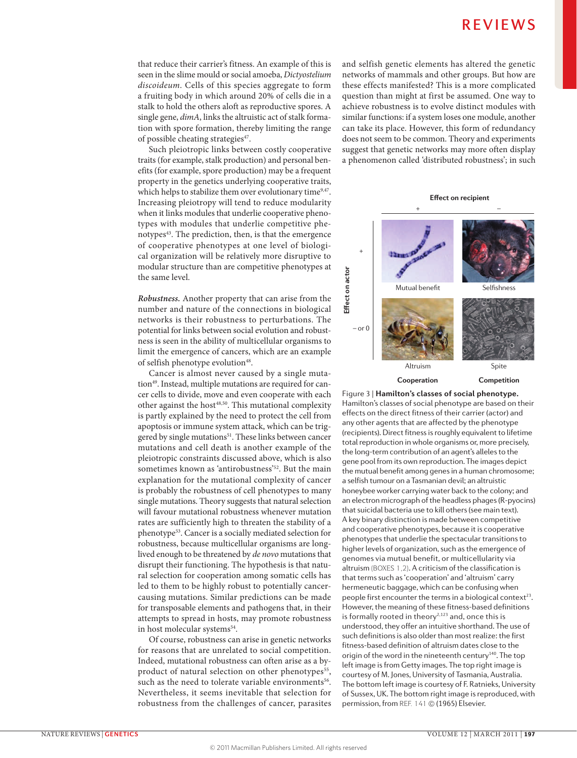that reduce their carrier's fitness. An example of this is seen in the slime mould or social amoeba, *Dictyostelium discoideum*. Cells of this species aggregate to form a fruiting body in which around 20% of cells die in a stalk to hold the others aloft as reproductive spores. A single gene, *dimA*, links the altruistic act of stalk formation with spore formation, thereby limiting the range of possible cheating strategies[47].

Such pleiotropic links between costly cooperative traits (for example, stalk production) and personal benefits (for example, spore production) may be a frequent property in the genetics underlying cooperative traits, which helps to stabilize them over evolutionary time[9,47]. Increasing pleiotropy will tend to reduce modularity when it links modules that underlie cooperative phenotypes with modules that underlie competitive phenotypes[43]. The prediction, then, is that the emergence of cooperative phenotypes at one level of biological organization will be relatively more disruptive to modular structure than are competitive phenotypes at the same level.

***Robustness.*** Another property that can arise from the number and nature of the connections in biological networks is their robustness to perturbations. The potential for links between social evolution and robustness is seen in the ability of multicellular organisms to limit the emergence of cancers, which are an example of selfish phenotype evolution[48].

Cancer is almost never caused by a single mutation[49]. Instead, multiple mutations are required for cancer cells to divide, move and even cooperate with each other against the host[48,50]. This mutational complexity is partly explained by the need to protect the cell from apoptosis or immune system attack, which can be triggered by single mutations[51]. These links between cancer mutations and cell death is another example of the pleiotropic constraints discussed above, which is also sometimes known as 'antirobustness'[52]. But the main explanation for the mutational complexity of cancer is probably the robustness of cell phenotypes to many single mutations. Theory suggests that natural selection will favour mutational robustness whenever mutation rates are sufficiently high to threaten the stability of a phenotype[53]. Cancer is a socially mediated selection for robustness, because multicellular organisms are long-lived enough to be threatened by *de novo* mutations that disrupt their functioning. The hypothesis is that natural selection for cooperation among somatic cells has led to them to be highly robust to potentially cancer-causing mutations. Similar predictions can be made for transposable elements and pathogens that, in their attempts to spread in hosts, may promote robustness in host molecular systems[54].

Of course, robustness can arise in genetic networks for reasons that are unrelated to social competition. Indeed, mutational robustness can often arise as a by-product of natural selection on other phenotypes[55], such as the need to tolerate variable environments[56]. Nevertheless, it seems inevitable that selection for robustness from the challenges of cancer, parasites and selfish genetic elements has altered the genetic networks of mammals and other groups. But how are these effects manifested? This is a more complicated question than might at first be assumed. One way to achieve robustness is to evolve distinct modules with similar functions: if a system loses one module, another can take its place. However, this form of redundancy does not seem to be common. Theory and experiments suggest that genetic networks may more often display a phenomenon called 'distributed robustness'; in such

| | Effect on recipient: + | Effect on recipient: − |
|---|---|---|
| **Effect on actor: +** | Mutual benefit | Selfishness |
| **Effect on actor: − or 0** | Altruism | Spite |
| | **Cooperation** | **Competition** |

Figure 3 | **Hamilton's classes of social phenotype.** Hamilton's classes of social phenotype are based on their effects on the direct fitness of their carrier (actor) and any other agents that are affected by the phenotype (recipients). Direct fitness is roughly equivalent to lifetime total reproduction in whole organisms or, more precisely, the long-term contribution of an agent's alleles to the gene pool from its own reproduction. The images depict the mutual benefit among genes in a human chromosome; a selfish tumour on a Tasmanian devil; an altruistic honeybee worker carrying water back to the colony; and an electron micrograph of the headless phages (R-pyocins) that suicidal bacteria use to kill others (see main text). A key binary distinction is made between competitive and cooperative phenotypes, because it is cooperative phenotypes that underlie the spectacular transitions to higher levels of organization, such as the emergence of genomes via mutual benefit, or multicellularity via altruism (BOXES 1,2). A criticism of the classification is that terms such as 'cooperation' and 'altruism' carry hermeneutic baggage, which can be confusing when people first encounter the terms in a biological context[23]. However, the meaning of these fitness-based definitions is formally rooted in theory[2,123] and, once this is understood, they offer an intuitive shorthand. The use of such definitions is also older than most realize: the first fitness-based definition of altruism dates close to the origin of the word in the nineteenth century[140]. The top left image is from Getty images. The top right image is courtesy of M. Jones, University of Tasmania, Australia. The bottom left image is courtesy of F. Ratnieks, University of Sussex, UK. The bottom right image is reproduced, with permission, from REF. 141 © (1965) Elsevier.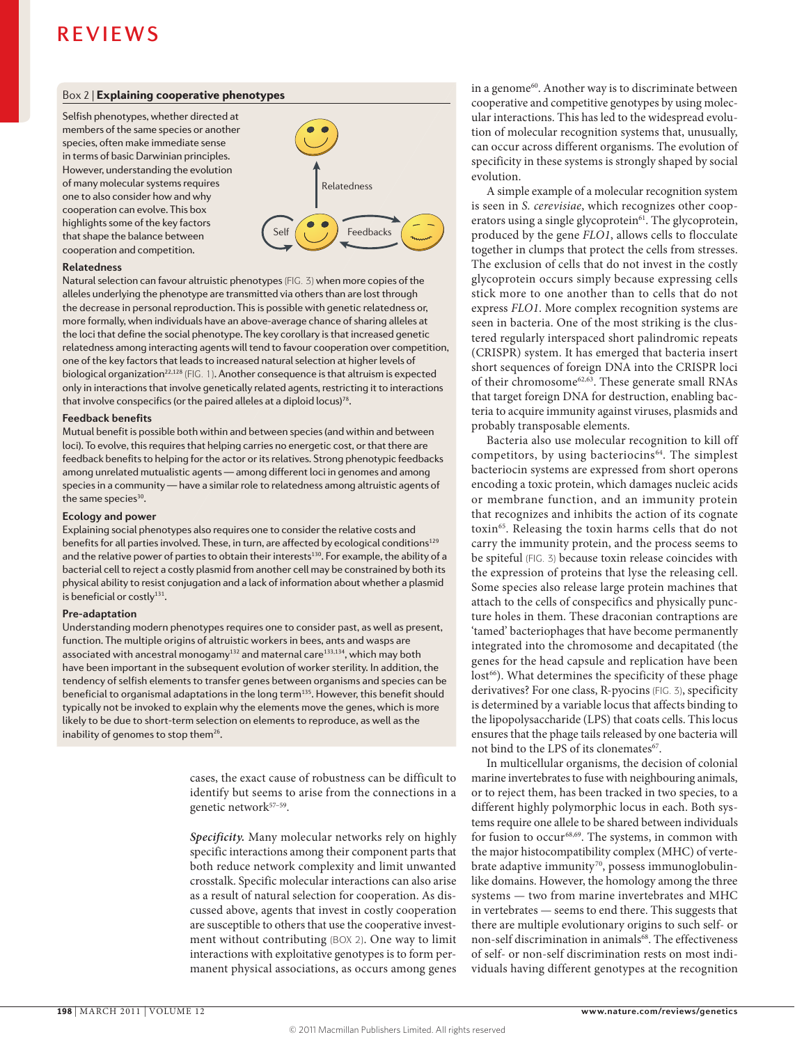## Box 2 | Explaining cooperative phenotypes

Selfish phenotypes, whether directed at members of the same species or another species, often make immediate sense in terms of basic Darwinian principles. However, understanding the evolution of many molecular systems requires one to also consider how and why cooperation can evolve. This box highlights some of the key factors that shape the balance between cooperation and competition.

Relatedness

Self

Feedbacks

### Relatedness

Natural selection can favour altruistic phenotypes (FIG. 3) when more copies of the alleles underlying the phenotype are transmitted via others than are lost through the decrease in personal reproduction. This is possible with genetic relatedness or, more formally, when individuals have an above-average chance of sharing alleles at the loci that define the social phenotype. The key corollary is that increased genetic relatedness among interacting agents will tend to favour cooperation over competition, one of the key factors that leads to increased natural selection at higher levels of biological organization[22,128] (FIG. 1). Another consequence is that altruism is expected only in interactions that involve genetically related agents, restricting it to interactions that involve conspecifics (or the paired alleles at a diploid locus)[78].

### Feedback benefits

Mutual benefit is possible both within and between species (and within and between loci). To evolve, this requires that helping carries no energetic cost, or that there are feedback benefits to helping for the actor or its relatives. Strong phenotypic feedbacks among unrelated mutualistic agents — among different loci in genomes and among species in a community — have a similar role to relatedness among altruistic agents of the same species[30].

### Ecology and power

Explaining social phenotypes also requires one to consider the relative costs and benefits for all parties involved. These, in turn, are affected by ecological conditions[129] and the relative power of parties to obtain their interests[130]. For example, the ability of a bacterial cell to reject a costly plasmid from another cell may be constrained by both its physical ability to resist conjugation and a lack of information about whether a plasmid is beneficial or costly[131].

### Pre-adaptation

Understanding modern phenotypes requires one to consider past, as well as present, function. The multiple origins of altruistic workers in bees, ants and wasps are associated with ancestral monogamy[132] and maternal care[133,134], which may both have been important in the subsequent evolution of worker sterility. In addition, the tendency of selfish elements to transfer genes between organisms and species can be beneficial to organismal adaptations in the long term[135]. However, this benefit should typically not be invoked to explain why the elements move the genes, which is more likely to be due to short-term selection on elements to reproduce, as well as the inability of genomes to stop them[26].

cases, the exact cause of robustness can be difficult to identify but seems to arise from the connections in a genetic network[57–59].

*Specificity.* Many molecular networks rely on highly specific interactions among their component parts that both reduce network complexity and limit unwanted crosstalk. Specific molecular interactions can also arise as a result of natural selection for cooperation. As discussed above, agents that invest in costly cooperation are susceptible to others that use the cooperative investment without contributing (BOX 2). One way to limit interactions with exploitative genotypes is to form permanent physical associations, as occurs among genes in a genome[60]. Another way is to discriminate between cooperative and competitive genotypes by using molecular interactions. This has led to the widespread evolution of molecular recognition systems that, unusually, can occur across different organisms. The evolution of specificity in these systems is strongly shaped by social evolution.

A simple example of a molecular recognition system is seen in *S. cerevisiae*, which recognizes other cooperators using a single glycoprotein[61]. The glycoprotein, produced by the gene *FLO1*, allows cells to flocculate together in clumps that protect the cells from stresses. The exclusion of cells that do not invest in the costly glycoprotein occurs simply because expressing cells stick more to one another than to cells that do not express *FLO1*. More complex recognition systems are seen in bacteria. One of the most striking is the clustered regularly interspaced short palindromic repeats (CRISPR) system. It has emerged that bacteria insert short sequences of foreign DNA into the CRISPR loci of their chromosome[62,63]. These generate small RNAs that target foreign DNA for destruction, enabling bacteria to acquire immunity against viruses, plasmids and probably transposable elements.

Bacteria also use molecular recognition to kill off competitors, by using bacteriocins[64]. The simplest bacteriocin systems are expressed from short operons encoding a toxic protein, which damages nucleic acids or membrane function, and an immunity protein that recognizes and inhibits the action of its cognate toxin[65]. Releasing the toxin harms cells that do not carry the immunity protein, and the process seems to be spiteful (FIG. 3) because toxin release coincides with the expression of proteins that lyse the releasing cell. Some species also release large protein machines that attach to the cells of conspecifics and physically puncture holes in them. These draconian contraptions are 'tamed' bacteriophages that have become permanently integrated into the chromosome and decapitated (the genes for the head capsule and replication have been lost[66]). What determines the specificity of these phage derivatives? For one class, R-pyocins (FIG. 3), specificity is determined by a variable locus that affects binding to the lipopolysaccharide (LPS) that coats cells. This locus ensures that the phage tails released by one bacteria will not bind to the LPS of its clonemates[67].

In multicellular organisms, the decision of colonial marine invertebrates to fuse with neighbouring animals, or to reject them, has been tracked in two species, to a different highly polymorphic locus in each. Both systems require one allele to be shared between individuals for fusion to occur[68,69]. The systems, in common with the major histocompatibility complex (MHC) of vertebrate adaptive immunity[70], possess immunoglobulin-like domains. However, the homology among the three systems — two from marine invertebrates and MHC in vertebrates — seems to end there. This suggests that there are multiple evolutionary origins to such self- or non-self discrimination in animals[68]. The effectiveness of self- or non-self discrimination rests on most individuals having different genotypes at the recognition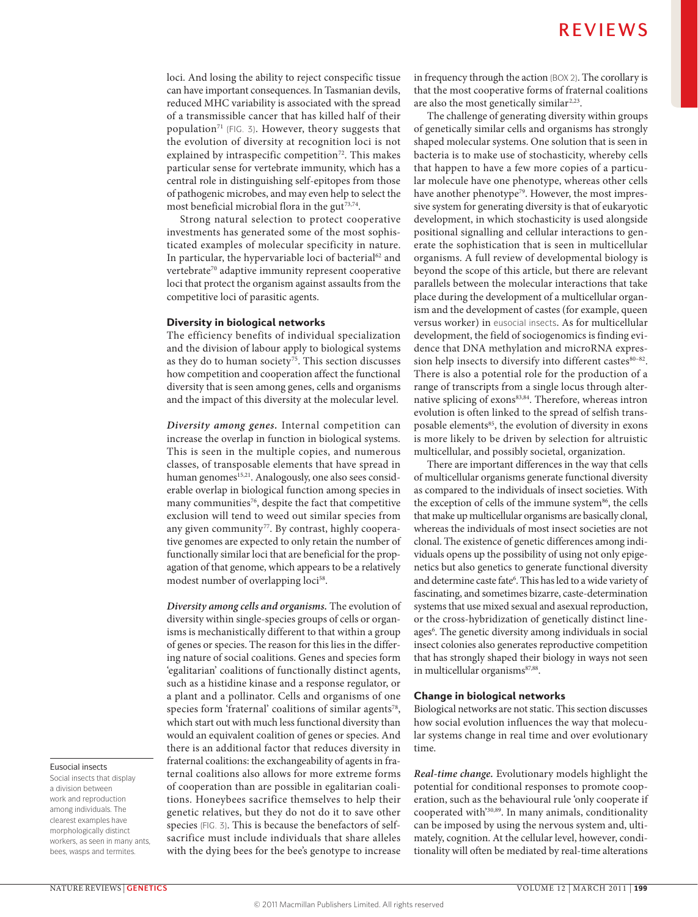loci. And losing the ability to reject conspecific tissue can have important consequences. In Tasmanian devils, reduced MHC variability is associated with the spread of a transmissible cancer that has killed half of their population[71] (FIG. 3). However, theory suggests that the evolution of diversity at recognition loci is not explained by intraspecific competition[72]. This makes particular sense for vertebrate immunity, which has a central role in distinguishing self-epitopes from those of pathogenic microbes, and may even help to select the most beneficial microbial flora in the gut[73,74].

Strong natural selection to protect cooperative investments has generated some of the most sophisticated examples of molecular specificity in nature. In particular, the hypervariable loci of bacterial[62] and vertebrate[70] adaptive immunity represent cooperative loci that protect the organism against assaults from the competitive loci of parasitic agents.

## Diversity in biological networks

The efficiency benefits of individual specialization and the division of labour apply to biological systems as they do to human society[75]. This section discusses how competition and cooperation affect the functional diversity that is seen among genes, cells and organisms and the impact of this diversity at the molecular level.

***Diversity among genes.*** Internal competition can increase the overlap in function in biological systems. This is seen in the multiple copies, and numerous classes, of transposable elements that have spread in human genomes[15,21]. Analogously, one also sees considerable overlap in biological function among species in many communities[76], despite the fact that competitive exclusion will tend to weed out similar species from any given community[77]. By contrast, highly cooperative genomes are expected to only retain the number of functionally similar loci that are beneficial for the propagation of that genome, which appears to be a relatively modest number of overlapping loci[58].

***Diversity among cells and organisms.*** The evolution of diversity within single-species groups of cells or organisms is mechanistically different to that within a group of genes or species. The reason for this lies in the differing nature of social coalitions. Genes and species form 'egalitarian' coalitions of functionally distinct agents, such as a histidine kinase and a response regulator, or a plant and a pollinator. Cells and organisms of one species form 'fraternal' coalitions of similar agents[78], which start out with much less functional diversity than would an equivalent coalition of genes or species. And there is an additional factor that reduces diversity in fraternal coalitions: the exchangeability of agents in fraternal coalitions also allows for more extreme forms of cooperation than are possible in egalitarian coalitions. Honeybees sacrifice themselves to help their genetic relatives, but they do not do it to save other species (FIG. 3). This is because the benefactors of self-sacrifice must include individuals that share alleles with the dying bees for the bee's genotype to increase in frequency through the action (BOX 2). The corollary is that the most cooperative forms of fraternal coalitions are also the most genetically similar[2,23].

The challenge of generating diversity within groups of genetically similar cells and organisms has strongly shaped molecular systems. One solution that is seen in bacteria is to make use of stochasticity, whereby cells that happen to have a few more copies of a particular molecule have one phenotype, whereas other cells have another phenotype[79]. However, the most impressive system for generating diversity is that of eukaryotic development, in which stochasticity is used alongside positional signalling and cellular interactions to generate the sophistication that is seen in multicellular organisms. A full review of developmental biology is beyond the scope of this article, but there are relevant parallels between the molecular interactions that take place during the development of a multicellular organism and the development of castes (for example, queen versus worker) in eusocial insects. As for multicellular development, the field of sociogenomics is finding evidence that DNA methylation and microRNA expression help insects to diversify into different castes[80–82]. There is also a potential role for the production of a range of transcripts from a single locus through alternative splicing of exons[83,84]. Therefore, whereas intron evolution is often linked to the spread of selfish transposable elements[85], the evolution of diversity in exons is more likely to be driven by selection for altruistic multicellular, and possibly societal, organization.

There are important differences in the way that cells of multicellular organisms generate functional diversity as compared to the individuals of insect societies. With the exception of cells of the immune system[86], the cells that make up multicellular organisms are basically clonal, whereas the individuals of most insect societies are not clonal. The existence of genetic differences among individuals opens up the possibility of using not only epigenetics but also genetics to generate functional diversity and determine caste fate[6]. This has led to a wide variety of fascinating, and sometimes bizarre, caste-determination systems that use mixed sexual and asexual reproduction, or the cross-hybridization of genetically distinct lineages[6]. The genetic diversity among individuals in social insect colonies also generates reproductive competition that has strongly shaped their biology in ways not seen in multicellular organisms[87,88].

**Eusocial insects**
Social insects that display a division between work and reproduction among individuals. The clearest examples have morphologically distinct workers, as seen in many ants, bees, wasps and termites.

## Change in biological networks

Biological networks are not static. This section discusses how social evolution influences the way that molecular systems change in real time and over evolutionary time.

***Real-time change.*** Evolutionary models highlight the potential for conditional responses to promote cooperation, such as the behavioural rule 'only cooperate if cooperated with'[30,89]. In many animals, conditionality can be imposed by using the nervous system and, ultimately, cognition. At the cellular level, however, conditionality will often be mediated by real-time alterations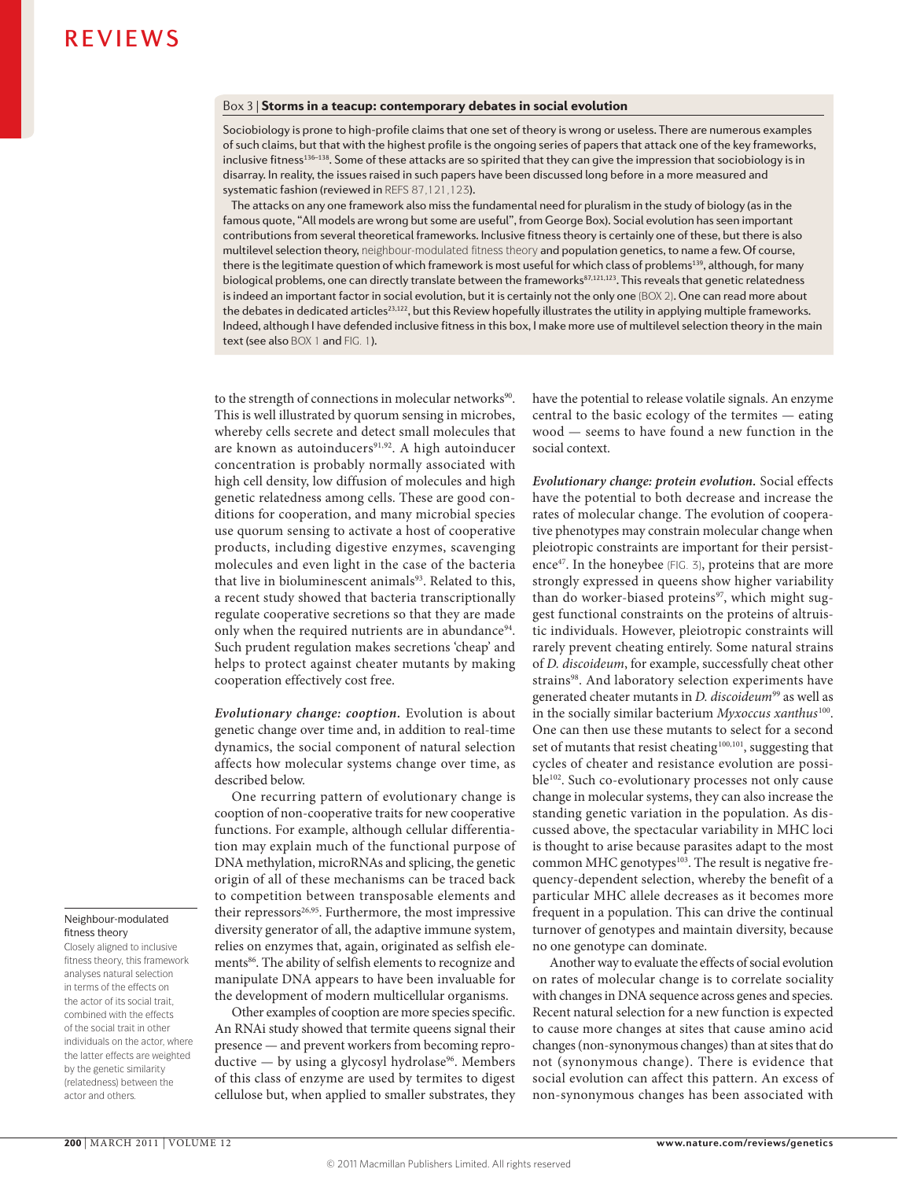## Box 3 | Storms in a teacup: contemporary debates in social evolution

Sociobiology is prone to high-profile claims that one set of theory is wrong or useless. There are numerous examples of such claims, but that with the highest profile is the ongoing series of papers that attack one of the key frameworks, inclusive fitness[136–138]. Some of these attacks are so spirited that they can give the impression that sociobiology is in disarray. In reality, the issues raised in such papers have been discussed long before in a more measured and systematic fashion (reviewed in REFS 87,121,123).

The attacks on any one framework also miss the fundamental need for pluralism in the study of biology (as in the famous quote, "All models are wrong but some are useful", from George Box). Social evolution has seen important contributions from several theoretical frameworks. Inclusive fitness theory is certainly one of these, but there is also multilevel selection theory, neighbour-modulated fitness theory and population genetics, to name a few. Of course, there is the legitimate question of which framework is most useful for which class of problems[139], although, for many biological problems, one can directly translate between the frameworks[87,121,123]. This reveals that genetic relatedness is indeed an important factor in social evolution, but it is certainly not the only one (BOX 2). One can read more about the debates in dedicated articles[23,122], but this Review hopefully illustrates the utility in applying multiple frameworks. Indeed, although I have defended inclusive fitness in this box, I make more use of multilevel selection theory in the main text (see also BOX 1 and FIG. 1).

to the strength of connections in molecular networks[90]. This is well illustrated by quorum sensing in microbes, whereby cells secrete and detect small molecules that are known as autoinducers[91,92]. A high autoinducer concentration is probably normally associated with high cell density, low diffusion of molecules and high genetic relatedness among cells. These are good conditions for cooperation, and many microbial species use quorum sensing to activate a host of cooperative products, including digestive enzymes, scavenging molecules and even light in the case of the bacteria that live in bioluminescent animals[93]. Related to this, a recent study showed that bacteria transcriptionally regulate cooperative secretions so that they are made only when the required nutrients are in abundance[94]. Such prudent regulation makes secretions 'cheap' and helps to protect against cheater mutants by making cooperation effectively cost free.

***Evolutionary change: cooption.*** Evolution is about genetic change over time and, in addition to real-time dynamics, the social component of natural selection affects how molecular systems change over time, as described below.

One recurring pattern of evolutionary change is cooption of non-cooperative traits for new cooperative functions. For example, although cellular differentiation may explain much of the functional purpose of DNA methylation, microRNAs and splicing, the genetic origin of all of these mechanisms can be traced back to competition between transposable elements and their repressors[26,95]. Furthermore, the most impressive diversity generator of all, the adaptive immune system, relies on enzymes that, again, originated as selfish elements[86]. The ability of selfish elements to recognize and manipulate DNA appears to have been invaluable for the development of modern multicellular organisms.

Other examples of cooption are more species specific. An RNAi study showed that termite queens signal their presence — and prevent workers from becoming reproductive — by using a glycosyl hydrolase[96]. Members of this class of enzyme are used by termites to digest cellulose but, when applied to smaller substrates, they have the potential to release volatile signals. An enzyme central to the basic ecology of the termites — eating wood — seems to have found a new function in the social context.

**Neighbour-modulated fitness theory**
Closely aligned to inclusive fitness theory, this framework analyses natural selection in terms of the effects on the actor of its social trait, combined with the effects of the social trait in other individuals on the actor, where the latter effects are weighted by the genetic similarity (relatedness) between the actor and others.

***Evolutionary change: protein evolution.*** Social effects have the potential to both decrease and increase the rates of molecular change. The evolution of cooperative phenotypes may constrain molecular change when pleiotropic constraints are important for their persistence[47]. In the honeybee (FIG. 3), proteins that are more strongly expressed in queens show higher variability than do worker-biased proteins[97], which might suggest functional constraints on the proteins of altruistic individuals. However, pleiotropic constraints will rarely prevent cheating entirely. Some natural strains of *D. discoideum*, for example, successfully cheat other strains[98]. And laboratory selection experiments have generated cheater mutants in *D. discoideum*[99] as well as in the socially similar bacterium *Myxoccus xanthus*[100]. One can then use these mutants to select for a second set of mutants that resist cheating[100,101], suggesting that cycles of cheater and resistance evolution are possible[102]. Such co-evolutionary processes not only cause change in molecular systems, they can also increase the standing genetic variation in the population. As discussed above, the spectacular variability in MHC loci is thought to arise because parasites adapt to the most common MHC genotypes[103]. The result is negative frequency-dependent selection, whereby the benefit of a particular MHC allele decreases as it becomes more frequent in a population. This can drive the continual turnover of genotypes and maintain diversity, because no one genotype can dominate.

Another way to evaluate the effects of social evolution on rates of molecular change is to correlate sociality with changes in DNA sequence across genes and species. Recent natural selection for a new function is expected to cause more changes at sites that cause amino acid changes (non-synonymous changes) than at sites that do not (synonymous change). There is evidence that social evolution can affect this pattern. An excess of non-synonymous changes has been associated with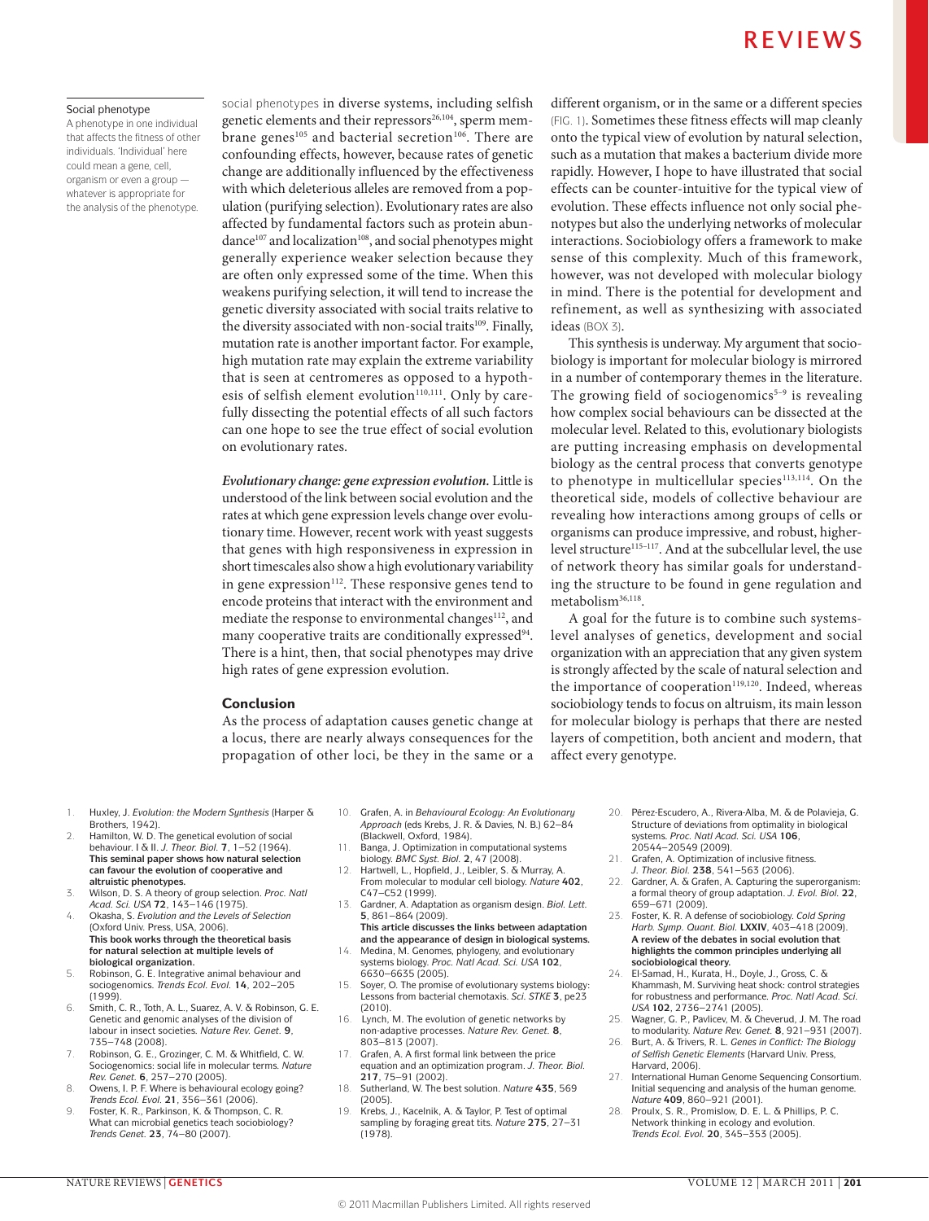**Social phenotype**
A phenotype in one individual that affects the fitness of other individuals. 'Individual' here could mean a gene, cell, organism or even a group — whatever is appropriate for the analysis of the phenotype.

social phenotypes in diverse systems, including selfish genetic elements and their repressors[26,104], sperm membrane genes[105] and bacterial secretion[106]. There are confounding effects, however, because rates of genetic change are additionally influenced by the effectiveness with which deleterious alleles are removed from a population (purifying selection). Evolutionary rates are also affected by fundamental factors such as protein abundance[107] and localization[108], and social phenotypes might generally experience weaker selection because they are often only expressed some of the time. When this weakens purifying selection, it will tend to increase the genetic diversity associated with social traits relative to the diversity associated with non-social traits[109]. Finally, mutation rate is another important factor. For example, high mutation rate may explain the extreme variability that is seen at centromeres as opposed to a hypothesis of selfish element evolution[110,111]. Only by carefully dissecting the potential effects of all such factors can one hope to see the true effect of social evolution on evolutionary rates.

***Evolutionary change: gene expression evolution.*** Little is understood of the link between social evolution and the rates at which gene expression levels change over evolutionary time. However, recent work with yeast suggests that genes with high responsiveness in expression in short timescales also show a high evolutionary variability in gene expression[112]. These responsive genes tend to encode proteins that interact with the environment and mediate the response to environmental changes[112], and many cooperative traits are conditionally expressed[94]. There is a hint, then, that social phenotypes may drive high rates of gene expression evolution.

## Conclusion

As the process of adaptation causes genetic change at a locus, there are nearly always consequences for the propagation of other loci, be they in the same or a different organism, or in the same or a different species (FIG. 1). Sometimes these fitness effects will map cleanly onto the typical view of evolution by natural selection, such as a mutation that makes a bacterium divide more rapidly. However, I hope to have illustrated that social effects can be counter-intuitive for the typical view of evolution. These effects influence not only social phenotypes but also the underlying networks of molecular interactions. Sociobiology offers a framework to make sense of this complexity. Much of this framework, however, was not developed with molecular biology in mind. There is the potential for development and refinement, as well as synthesizing with associated ideas (BOX 3).

This synthesis is underway. My argument that sociobiology is important for molecular biology is mirrored in a number of contemporary themes in the literature. The growing field of sociogenomics[5–9] is revealing how complex social behaviours can be dissected at the molecular level. Related to this, evolutionary biologists are putting increasing emphasis on developmental biology as the central process that converts genotype to phenotype in multicellular species[113,114]. On the theoretical side, models of collective behaviour are revealing how interactions among groups of cells or organisms can produce impressive, and robust, higher-level structure[115–117]. And at the subcellular level, the use of network theory has similar goals for understanding the structure to be found in gene regulation and metabolism[36,118].

A goal for the future is to combine such systems-level analyses of genetics, development and social organization with an appreciation that any given system is strongly affected by the scale of natural selection and the importance of cooperation[119,120]. Indeed, whereas sociobiology tends to focus on altruism, its main lesson for molecular biology is perhaps that there are nested layers of competition, both ancient and modern, that affect every genotype.

1. Huxley, J. *Evolution: the Modern Synthesis* (Harper & Brothers, 1942).
2. Hamilton, W. D. The genetical evolution of social behaviour. I & II. *J. Theor. Biol.* **7**, 1–52 (1964).
**This seminal paper shows how natural selection can favour the evolution of cooperative and altruistic phenotypes.**
3. Wilson, D. S. A theory of group selection. *Proc. Natl Acad. Sci. USA* **72**, 143–146 (1975).
4. Okasha, S. *Evolution and the Levels of Selection* (Oxford Univ. Press, USA, 2006).
**This book works through the theoretical basis for natural selection at multiple levels of biological organization.**
5. Robinson, G. E. Integrative animal behaviour and sociogenomics. *Trends Ecol. Evol.* **14**, 202–205 (1999).
6. Smith, C. R., Toth, A. L., Suarez, A. V. & Robinson, G. E. Genetic and genomic analyses of the division of labour in insect societies. *Nature Rev. Genet.* **9**, 735–748 (2008).
7. Robinson, G. E., Grozinger, C. M. & Whitfield, C. W. Sociogenomics: social life in molecular terms. *Nature Rev. Genet.* **6**, 257–270 (2005).
8. Owens, I. P. F. Where is behavioural ecology going? *Trends Ecol. Evol.* **21**, 356–361 (2006).
9. Foster, K. R., Parkinson, K. & Thompson, C. R. What can microbial genetics teach sociobiology? *Trends Genet.* **23**, 74–80 (2007).
10. Grafen, A. in *Behavioural Ecology: An Evolutionary Approach* (eds Krebs, J. R. & Davies, N. B.) 62–84 (Blackwell, Oxford, 1984).
11. Banga, J. Optimization in computational systems biology. *BMC Syst. Biol.* **2**, 47 (2008).
12. Hartwell, L., Hopfield, J., Leibler, S. & Murray, A. From molecular to modular cell biology. *Nature* **402**, C47–C52 (1999).
13. Gardner, A. Adaptation as organism design. *Biol. Lett.* **5**, 861–864 (2009).
**This article discusses the links between adaptation and the appearance of design in biological systems.**
14. Medina, M. Genomes, phylogeny, and evolutionary systems biology. *Proc. Natl Acad. Sci. USA* **102**, 6630–6635 (2005).
15. Soyer, O. The promise of evolutionary systems biology: Lessons from bacterial chemotaxis. *Sci. STKE* **3**, pe23 (2010).
16. Lynch, M. The evolution of genetic networks by non-adaptive processes. *Nature Rev. Genet.* **8**, 803–813 (2007).
17. Grafen, A. A first formal link between the price equation and an optimization program. *J. Theor. Biol.* **217**, 75–91 (2002).
18. Sutherland, W. The best solution. *Nature* **435**, 569 (2005).
19. Krebs, J., Kacelnik, A. & Taylor, P. Test of optimal sampling by foraging great tits. *Nature* **275**, 27–31 (1978).
20. Pérez-Escudero, A., Rivera-Alba, M. & de Polavieja, G. Structure of deviations from optimality in biological systems. *Proc. Natl Acad. Sci. USA* **106**, 20544–20549 (2009).
21. Grafen, A. Optimization of inclusive fitness. *J. Theor. Biol.* **238**, 541–563 (2006).
22. Gardner, A. & Grafen, A. Capturing the superorganism: a formal theory of group adaptation. *J. Evol. Biol.* **22**, 659–671 (2009).
23. Foster, K. R. A defense of sociobiology. *Cold Spring Harb. Symp. Quant. Biol.* **LXXIV**, 403–418 (2009).
**A review of the debates in social evolution that highlights the common principles underlying all sociobiological theory.**
24. El-Samad, H., Kurata, H., Doyle, J., Gross, C. & Khammash, M. Surviving heat shock: control strategies for robustness and performance. *Proc. Natl Acad. Sci. USA* **102**, 2736–2741 (2005).
25. Wagner, G. P., Pavlicev, M. & Cheverud, J. M. The road to modularity. *Nature Rev. Genet.* **8**, 921–931 (2007).
26. Burt, A. & Trivers, R. L. *Genes in Conflict: The Biology of Selfish Genetic Elements* (Harvard Univ. Press, Harvard, 2006).
27. International Human Genome Sequencing Consortium. Initial sequencing and analysis of the human genome. *Nature* **409**, 860–921 (2001).
28. Proulx, S. R., Promislow, D. E. L. & Phillips, P. C. Network thinking in ecology and evolution. *Trends Ecol. Evol.* **20**, 345–353 (2005).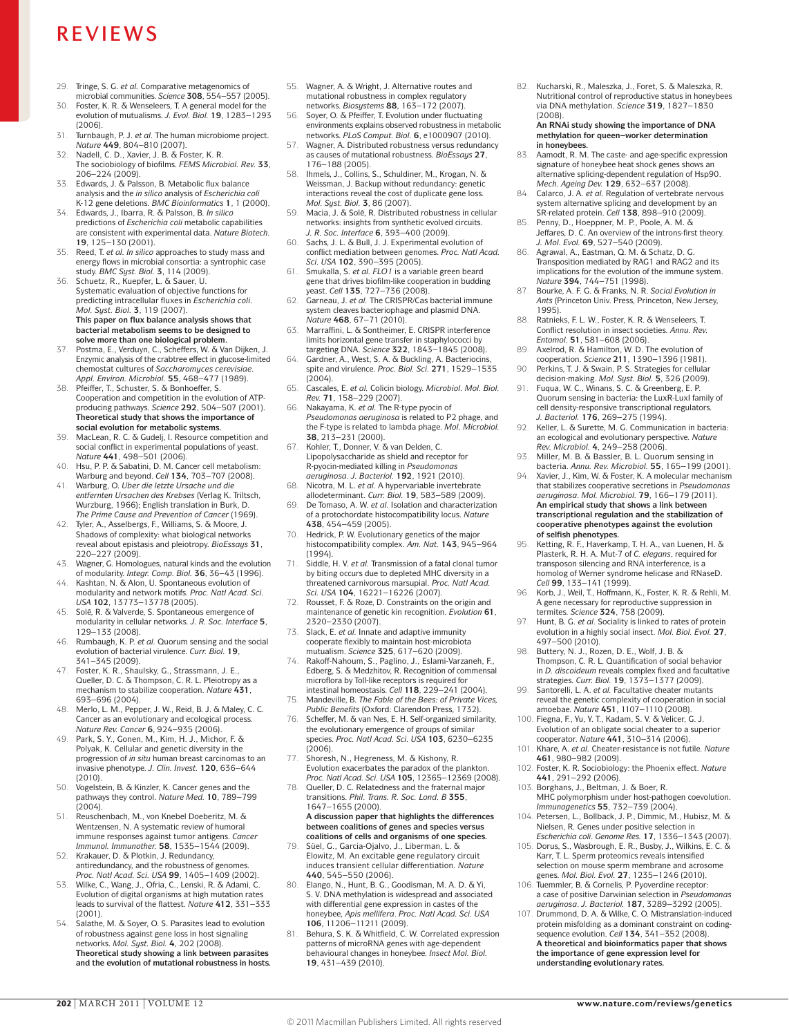29. Tringe, S. G. *et al.* Comparative metagenomics of microbial communities. *Science* **308**, 554–557 (2005).
30. Foster, K. R. & Wenseleers, T. A general model for the evolution of mutualisms. *J. Evol. Biol.* **19**, 1283–1293 (2006).
31. Turnbaugh, P. J. *et al.* The human microbiome project. *Nature* **449**, 804–810 (2007).
32. Nadell, C. D., Xavier, J. B. & Foster, K. R. The sociobiology of biofilms. *FEMS Microbiol. Rev.* **33**, 206–224 (2009).
33. Edwards, J. & Palsson, B. Metabolic flux balance analysis and the *in silico* analysis of *Escherichia coli* K-12 gene deletions. *BMC Bioinformatics* **1**, 1 (2000).
34. Edwards, J., Ibarra, R. & Palsson, B. *In silico* predictions of *Escherichia coli* metabolic capabilities are consistent with experimental data. *Nature Biotech.* **19**, 125–130 (2001).
35. Reed, T. *et al. In silico* approaches to study mass and energy flows in microbial consortia: a syntrophic case study. *BMC Syst. Biol.* **3**, 114 (2009).
36. Schuetz, R., Kuepfer, L. & Sauer, U. Systematic evaluation of objective functions for predicting intracellular fluxes in *Escherichia coli*. *Mol. Syst. Biol.* **3**, 119 (2007).
**This paper on flux balance analysis shows that bacterial metabolism seems to be designed to solve more than one biological problem.**
37. Postma, E., Verduyn, C., Scheffers, W. & Van Dijken, J. Enzymic analysis of the crabtree effect in glucose-limited chemostat cultures of *Saccharomyces cerevisiae*. *Appl. Environ. Microbiol.* **55**, 468–477 (1989).
38. Pfeiffer, T., Schuster, S. & Bonhoeffer, S. Cooperation and competition in the evolution of ATP-producing pathways. *Science* **292**, 504–507 (2001).
**Theoretical study that shows the importance of social evolution for metabolic systems.**
39. MacLean, R. C. & Gudelj, I. Resource competition and social conflict in experimental populations of yeast. *Nature* **441**, 498–501 (2006).
40. Hsu, P. P. & Sabatini, D. M. Cancer cell metabolism: Warburg and beyond. *Cell* **134**, 703–707 (2008).
41. Warburg, O. *Uber die letzte Ursache und die entfernten Ursachen des Krebses* (Verlag K. Triltsch, Wurzburg, 1966); English translation in Burk, D. *The Prime Cause and Prevention of Cancer* (1969).
42. Tyler, A., Asselbergs, F., Williams, S. & Moore, J. Shadows of complexity: what biological networks reveal about epistasis and pleiotropy. *BioEssays* **31**, 220–227 (2009).
43. Wagner, G. Homologues, natural kinds and the evolution of modularity. *Integr. Comp. Biol.* **36**, 36–43 (1996).
44. Kashtan, N. & Alon, U. Spontaneous evolution of modularity and network motifs. *Proc. Natl Acad. Sci. USA* **102**, 13773–13778 (2005).
45. Solé, R. & Valverde, S. Spontaneous emergence of modularity in cellular networks. *J. R. Soc. Interface* **5**, 129–133 (2008).
46. Rumbaugh, K. P. *et al.* Quorum sensing and the social evolution of bacterial virulence. *Curr. Biol.* **19**, 341–345 (2009).
47. Foster, K. R., Shaulsky, G., Strassmann, J. E., Queller, D. C. & Thompson, C. R. L. Pleiotropy as a mechanism to stabilize cooperation. *Nature* **431**, 693–696 (2004).
48. Merlo, L. M., Pepper, J. W., Reid, B. J. & Maley, C. C. Cancer as an evolutionary and ecological process. *Nature Rev. Cancer* **6**, 924–935 (2006).
49. Park, S. Y., Gonen, M., Kim, H. J., Michor, F. & Polyak, K. Cellular and genetic diversity in the progression of *in situ* human breast carcinomas to an invasive phenotype. *J. Clin. Invest.* **120**, 636–644 (2010).
50. Vogelstein, B. & Kinzler, K. Cancer genes and the pathways they control. *Nature Med.* **10**, 789–799 (2004).
51. Reuschenbach, M., von Knebel Doeberitz, M. & Wentzensen, N. A systematic review of humoral immune responses against tumor antigens. *Cancer Immunol. Immunother.* **58**, 1535–1544 (2009).
52. Krakauer, D. & Plotkin, J. Redundancy, antiredundancy, and the robustness of genomes. *Proc. Natl Acad. Sci. USA* **99**, 1405–1409 (2002).
53. Wilke, C., Wang, J., Ofria, C., Lenski, R. & Adami, C. Evolution of digital organisms at high mutation rates leads to survival of the flattest. *Nature* **412**, 331–333 (2001).
54. Salathe, M. & Soyer, O. S. Parasites lead to evolution of robustness against gene loss in host signaling networks. *Mol. Syst. Biol.* **4**, 202 (2008).
**Theoretical study showing a link between parasites and the evolution of mutational robustness in hosts.**
55. Wagner, A. & Wright, J. Alternative routes and mutational robustness in complex regulatory networks. *Biosystems* **88**, 163–172 (2007).
56. Soyer, O. & Pfeiffer, T. Evolution under fluctuating environments explains observed robustness in metabolic networks. *PLoS Comput. Biol.* **6**, e1000907 (2010).
57. Wagner, A. Distributed robustness versus redundancy as causes of mutational robustness. *BioEssays* **27**, 176–188 (2005).
58. Ihmels, J., Collins, S., Schuldiner, M., Krogan, N. & Weissman, J. Backup without redundancy: genetic interactions reveal the cost of duplicate gene loss. *Mol. Syst. Biol.* **3**, 86 (2007).
59. Macia, J. & Solé, R. Distributed robustness in cellular networks: insights from synthetic evolved circuits. *J. R. Soc. Interface* **6**, 393–400 (2009).
60. Sachs, J. L. & Bull, J. J. Experimental evolution of conflict mediation between genomes. *Proc. Natl Acad. Sci. USA* **102**, 390–395 (2005).
61. Smukalla, S. *et al. FLO1* is a variable green beard gene that drives biofilm-like cooperation in budding yeast. *Cell* **135**, 727–736 (2008).
62. Garneau, J. *et al.* The CRISPR/Cas bacterial immune system cleaves bacteriophage and plasmid DNA. *Nature* **468**, 67–71 (2010).
63. Marraffini, L. & Sontheimer, E. CRISPR interference limits horizontal gene transfer in staphylococci by targeting DNA. *Science* **322**, 1843–1845 (2008).
64. Gardner, A., West, S. A. & Buckling, A. Bacteriocins, spite and virulence. *Proc. Biol. Sci.* **271**, 1529–1535 (2004).
65. Cascales, E. *et al.* Colicin biology. *Microbiol. Mol. Biol. Rev.* **71**, 158–229 (2007).
66. Nakayama, K. *et al.* The R-type pyocin of *Pseudomonas aeruginosa* is related to P2 phage, and the F-type is related to lambda phage. *Mol. Microbiol.* **38**, 213–231 (2000).
67. Kohler, T., Donner, V. & van Delden, C. Lipopolysaccharide as shield and receptor for R-pyocin-mediated killing in *Pseudomonas aeruginosa*. *J. Bacteriol.* **192**, 1921 (2010).
68. Nicotra, M. L. *et al.* A hypervariable invertebrate allodeterminant. *Curr. Biol.* **19**, 583–589 (2009).
69. De Tomaso, A. W. *et al.* Isolation and characterization of a protochordate histocompatibility locus. *Nature* **438**, 454–459 (2005).
70. Hedrick, P. W. Evolutionary genetics of the major histocompatibility complex. *Am. Nat.* **143**, 945–964 (1994).
71. Siddle, H. V. *et al.* Transmission of a fatal clonal tumor by biting occurs due to depleted MHC diversity in a threatened carnivorous marsupial. *Proc. Natl Acad. Sci. USA* **104**, 16221–16226 (2007).
72. Rousset, F. & Roze, D. Constraints on the origin and maintenance of genetic kin recognition. *Evolution* **61**, 2320–2330 (2007).
73. Slack, E. *et al.* Innate and adaptive immunity cooperate flexibly to maintain host-microbiota mutualism. *Science* **325**, 617–620 (2009).
74. Rakoff-Nahoum, S., Paglino, J., Eslami-Varzaneh, F., Edberg, S. & Medzhitov, R. Recognition of commensal microflora by Toll-like receptors is required for intestinal homeostasis. *Cell* **118**, 229–241 (2004).
75. Mandeville, B. *The Fable of the Bees: of Private Vices, Public Benefits* (Oxford: Clarendon Press, 1732).
76. Scheffer, M. & van Nes, E. H. Self-organized similarity, the evolutionary emergence of groups of similar species. *Proc. Natl Acad. Sci. USA* **103**, 6230–6235 (2006).
77. Shoresh, N., Hegreness, M. & Kishony, R. Evolution exacerbates the paradox of the plankton. *Proc. Natl Acad. Sci. USA* **105**, 12365–12369 (2008).
78. Queller, D. C. Relatedness and the fraternal major transitions. *Phil. Trans. R. Soc. Lond. B* **355**, 1647–1655 (2000).
**A discussion paper that highlights the differences between coalitions of genes and species versus coalitions of cells and organisms of one species.**
79. Süel, G., Garcia-Ojalvo, J., Liberman, L. & Elowitz, M. An excitable gene regulatory circuit induces transient cellular differentiation. *Nature* **440**, 545–550 (2006).
80. Elango, N., Hunt, B. G., Goodisman, M. A. D. & Yi, S. V. DNA methylation is widespread and associated with differential gene expression in castes of the honeybee, *Apis mellifera*. *Proc. Natl Acad. Sci. USA* **106**, 11206–11211 (2009).
81. Behura, S. K. & Whitfield, C. W. Correlated expression patterns of microRNA genes with age-dependent behavioural changes in honeybee. *Insect Mol. Biol.* **19**, 431–439 (2010).
82. Kucharski, R., Maleszka, J., Foret, S. & Maleszka, R. Nutritional control of reproductive status in honeybees via DNA methylation. *Science* **319**, 1827–1830 (2008).
**An RNAi study showing the importance of DNA methylation for queen–worker determination in honeybees.**
83. Aamodt, R. M. The caste- and age-specific expression signature of honeybee heat shock genes shows an alternative splicing-dependent regulation of Hsp90. *Mech. Ageing Dev.* **129**, 632–637 (2008).
84. Calarco, J. A. *et al.* Regulation of vertebrate nervous system alternative splicing and development by an SR-related protein. *Cell* **138**, 898–910 (2009).
85. Penny, D., Hoeppner, M. P., Poole, A. M. & Jeffares, D. C. An overview of the introns-first theory. *J. Mol. Evol.* **69**, 527–540 (2009).
86. Agrawal, A., Eastman, Q. M. & Schatz, D. G. Transposition mediated by RAG1 and RAG2 and its implications for the evolution of the immune system. *Nature* **394**, 744–751 (1998).
87. Bourke, A. F. G. & Franks, N. R. *Social Evolution in Ants* (Princeton Univ. Press, Princeton, New Jersey, 1995).
88. Ratnieks, F. L. W., Foster, K. R. & Wenseleers, T. Conflict resolution in insect societies. *Annu. Rev. Entomol.* **51**, 581–608 (2006).
89. Axelrod, R. & Hamilton, W. D. The evolution of cooperation. *Science* **211**, 1390–1396 (1981).
90. Perkins, T. J. & Swain, P. S. Strategies for cellular decision-making. *Mol. Syst. Biol.* **5**, 326 (2009).
91. Fuqua, W. C., Winans, S. C. & Greenberg, E. P. Quorum sensing in bacteria: the LuxR-LuxI family of cell density-responsive transcriptional regulators. *J. Bacteriol.* **176**, 269–275 (1994).
92. Keller, L. & Surette, M. G. Communication in bacteria: an ecological and evolutionary perspective. *Nature Rev. Microbiol.* **4**, 249–258 (2006).
93. Miller, M. B. & Bassler, B. L. Quorum sensing in bacteria. *Annu. Rev. Microbiol.* **55**, 165–199 (2001).
94. Xavier, J., Kim, W. & Foster, K. A molecular mechanism that stabilizes cooperative secretions in *Pseudomonas aeruginosa*. *Mol. Microbiol.* **79**, 166–179 (2011).
**An empirical study that shows a link between transcriptional regulation and the stabilization of cooperative phenotypes against the evolution of selfish phenotypes.**
95. Ketting, R. F., Haverkamp, T. H. A., van Luenen, H. & Plasterk, R. H. A. Mut-7 of *C. elegans*, required for transposon silencing and RNA interference, is a homolog of Werner syndrome helicase and RNaseD. *Cell* **99**, 133–141 (1999).
96. Korb, J., Weil, T., Hoffmann, K., Foster, K. R. & Rehli, M. A gene necessary for reproductive suppression in termites. *Science* **324**, 758 (2009).
97. Hunt, B. G. *et al.* Sociality is linked to rates of protein evolution in a highly social insect. *Mol. Biol. Evol.* **27**, 497–500 (2010).
98. Buttery, N. J., Rozen, D. E., Wolf, J. B. & Thompson, C. R. L. Quantification of social behavior in *D. discoideum* reveals complex fixed and facultative strategies. *Curr. Biol.* **19**, 1373–1377 (2009).
99. Santorelli, L. A. *et al.* Facultative cheater mutants reveal the genetic complexity of cooperation in social amoebae. *Nature* **451**, 1107–1110 (2008).
100. Fiegna, F., Yu, Y. T., Kadam, S. V. & Velicer, G. J. Evolution of an obligate social cheater to a superior cooperator. *Nature* **441**, 310–314 (2006).
101. Khare, A. *et al.* Cheater-resistance is not futile. *Nature* **461**, 980–982 (2009).
102. Foster, K. R. Sociobiology: the Phoenix effect. *Nature* **441**, 291–292 (2006).
103. Borghans, J., Beltman, J. & Boer, R. MHC polymorphism under host-pathogen coevolution. *Immunogenetics* **55**, 732–739 (2004).
104. Petersen, L., Bollback, J. P., Dimmic, M., Hubisz, M. & Nielsen, R. Genes under positive selection in *Escherichia coli*. *Genome Res.* **17**, 1336–1343 (2007).
105. Dorus, S., Wasbrough, E. R., Busby, J., Wilkins, E. C. & Karr, T. L. Sperm proteomics reveals intensified selection on mouse sperm membrane and acrosome genes. *Mol. Biol. Evol.* **27**, 1235–1246 (2010).
106. Tuemmler, B. & Cornelis, P. Pyoverdine receptor: a case of positive Darwinian selection in *Pseudomonas aeruginosa*. *J. Bacteriol.* **187**, 3289–3292 (2005).
107. Drummond, D. A. & Wilke, C. O. Mistranslation-induced protein misfolding as a dominant constraint on coding-sequence evolution. *Cell* **134**, 341–352 (2008).
**A theoretical and bioinformatics paper that shows the importance of gene expression level for understanding evolutionary rates.**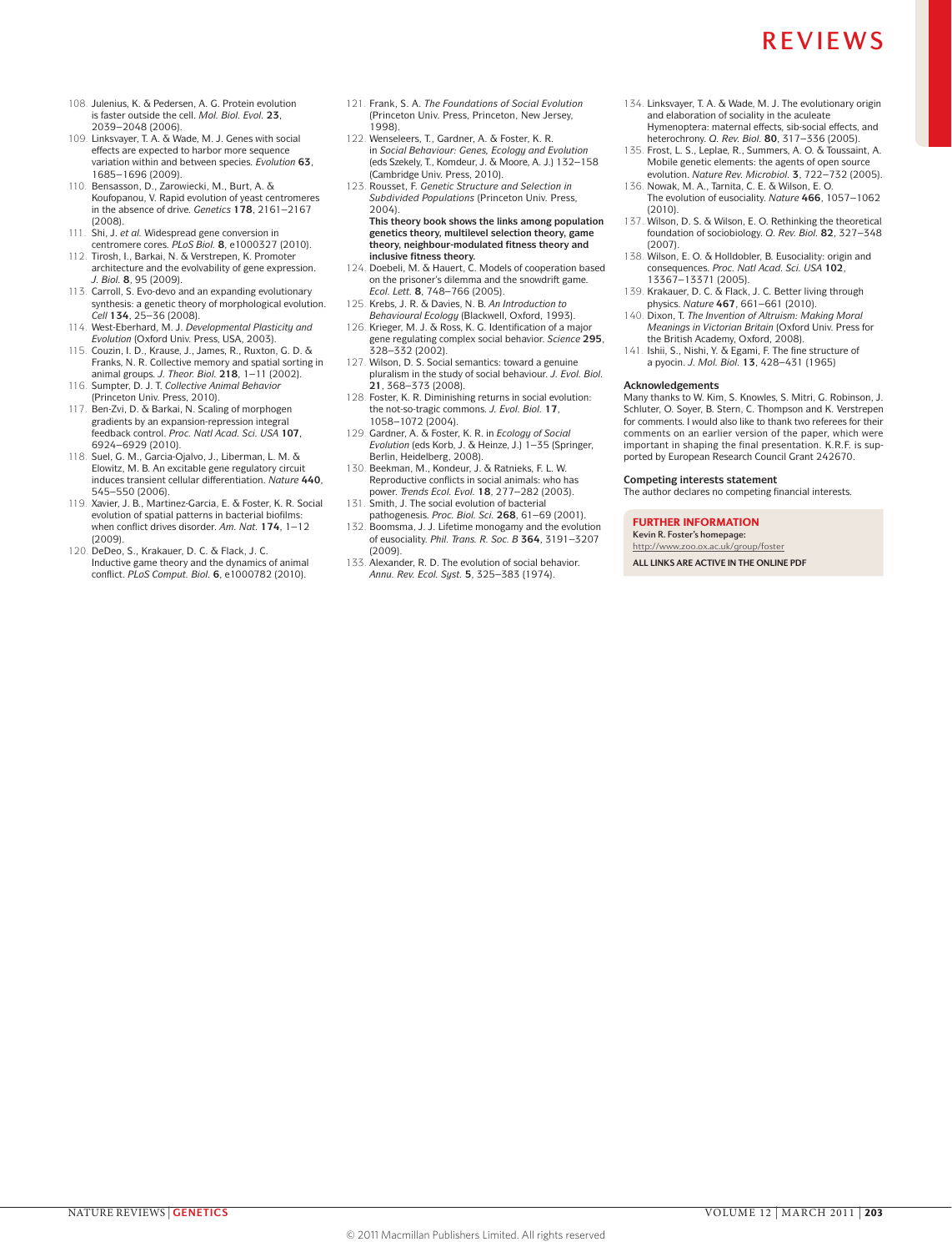108. Julenius, K. & Pedersen, A. G. Protein evolution is faster outside the cell. *Mol. Biol. Evol.* **23**, 2039–2048 (2006).
109. Linksvayer, T. A. & Wade, M. J. Genes with social effects are expected to harbor more sequence variation within and between species. *Evolution* **63**, 1685–1696 (2009).
110. Bensasson, D., Zarowiecki, M., Burt, A. & Koufopanou, V. Rapid evolution of yeast centromeres in the absence of drive. *Genetics* **178**, 2161–2167 (2008).
111. Shi, J. *et al.* Widespread gene conversion in centromere cores. *PLoS Biol.* **8**, e1000327 (2010).
112. Tirosh, I., Barkai, N. & Verstrepen, K. Promoter architecture and the evolvability of gene expression. *J. Biol.* **8**, 95 (2009).
113. Carroll, S. Evo-devo and an expanding evolutionary synthesis: a genetic theory of morphological evolution. *Cell* **134**, 25–36 (2008).
114. West-Eberhard, M. J. *Developmental Plasticity and Evolution* (Oxford Univ. Press, USA, 2003).
115. Couzin, I. D., Krause, J., James, R., Ruxton, G. D. & Franks, N. R. Collective memory and spatial sorting in animal groups. *J. Theor. Biol.* **218**, 1–11 (2002).
116. Sumpter, D. J. T. *Collective Animal Behavior* (Princeton Univ. Press, 2010).
117. Ben-Zvi, D. & Barkai, N. Scaling of morphogen gradients by an expansion-repression integral feedback control. *Proc. Natl Acad. Sci. USA* **107**, 6924–6929 (2010).
118. Suel, G. M., Garcia-Ojalvo, J., Liberman, L. M. & Elowitz, M. B. An excitable gene regulatory circuit induces transient cellular differentiation. *Nature* **440**, 545–550 (2006).
119. Xavier, J. B., Martinez-Garcia, E. & Foster, K. R. Social evolution of spatial patterns in bacterial biofilms: when conflict drives disorder. *Am. Nat.* **174**, 1–12 (2009).
120. DeDeo, S., Krakauer, D. C. & Flack, J. C. Inductive game theory and the dynamics of animal conflict. *PLoS Comput. Biol.* **6**, e1000782 (2010).
121. Frank, S. A. *The Foundations of Social Evolution* (Princeton Univ. Press, Princeton, New Jersey, 1998).
122. Wenseleers, T., Gardner, A. & Foster, K. R. in *Social Behaviour: Genes, Ecology and Evolution* (eds Szekely, T., Komdeur, J. & Moore, A. J.) 132–158 (Cambridge Univ. Press, 2010).
123. Rousset, F. *Genetic Structure and Selection in Subdivided Populations* (Princeton Univ. Press, 2004).
**This theory book shows the links among population genetics theory, multilevel selection theory, game theory, neighbour-modulated fitness theory and inclusive fitness theory.**
124. Doebeli, M. & Hauert, C. Models of cooperation based on the prisoner's dilemma and the snowdrift game. *Ecol. Lett.* **8**, 748–766 (2005).
125. Krebs, J. R. & Davies, N. B. *An Introduction to Behavioural Ecology* (Blackwell, Oxford, 1993).
126. Krieger, M. J. & Ross, K. G. Identification of a major gene regulating complex social behavior. *Science* **295**, 328–332 (2002).
127. Wilson, D. S. Social semantics: toward a genuine pluralism in the study of social behaviour. *J. Evol. Biol.* **21**, 368–373 (2008).
128. Foster, K. R. Diminishing returns in social evolution: the not-so-tragic commons. *J. Evol. Biol.* **17**, 1058–1072 (2004).
129. Gardner, A. & Foster, K. R. in *Ecology of Social Evolution* (eds Korb, J. & Heinze, J.) 1–35 (Springer, Berlin, Heidelberg, 2008).
130. Beekman, M., Kondeur, J. & Ratnieks, F. L. W. Reproductive conflicts in social animals: who has power. *Trends Ecol. Evol.* **18**, 277–282 (2003).
131. Smith, J. The social evolution of bacterial pathogenesis. *Proc. Biol. Sci.* **268**, 61–69 (2001).
132. Boomsma, J. J. Lifetime monogamy and the evolution of eusociality. *Phil. Trans. R. Soc. B* **364**, 3191–3207 (2009).
133. Alexander, R. D. The evolution of social behavior. *Annu. Rev. Ecol. Syst.* **5**, 325–383 (1974).
134. Linksvayer, T. A. & Wade, M. J. The evolutionary origin and elaboration of sociality in the aculeate Hymenoptera: maternal effects, sib-social effects, and heterochrony. *Q. Rev. Biol.* **80**, 317–336 (2005).
135. Frost, L. S., Leplae, R., Summers, A. O. & Toussaint, A. Mobile genetic elements: the agents of open source evolution. *Nature Rev. Microbiol.* **3**, 722–732 (2005).
136. Nowak, M. A., Tarnita, C. E. & Wilson, E. O. The evolution of eusociality. *Nature* **466**, 1057–1062 (2010).
137. Wilson, D. S. & Wilson, E. O. Rethinking the theoretical foundation of sociobiology. *Q. Rev. Biol.* **82**, 327–348 (2007).
138. Wilson, E. O. & Holldobler, B. Eusociality: origin and consequences. *Proc. Natl Acad. Sci. USA* **102**, 13367–13371 (2005).
139. Krakauer, D. C. & Flack, J. C. Better living through physics. *Nature* **467**, 661–661 (2010).
140. Dixon, T. *The Invention of Altruism: Making Moral Meanings in Victorian Britain* (Oxford Univ. Press for the British Academy, Oxford, 2008).
141. Ishii, S., Nishi, Y. & Egami, F. The fine structure of a pyocin. *J. Mol. Biol.* **13**, 428–431 (1965)

### Acknowledgements

Many thanks to W. Kim, S. Knowles, S. Mitri, G. Robinson, J. Schluter, O. Soyer, B. Stern, C. Thompson and K. Verstrepen for comments. I would also like to thank two referees for their comments on an earlier version of the paper, which were important in shaping the final presentation. K.R.F. is supported by European Research Council Grant 242670.

### Competing interests statement

The author declares no competing financial interests.

### FURTHER INFORMATION

Kevin R. Foster's homepage:
http://www.zoo.ox.ac.uk/group/foster

ALL LINKS ARE ACTIVE IN THE ONLINE PDF